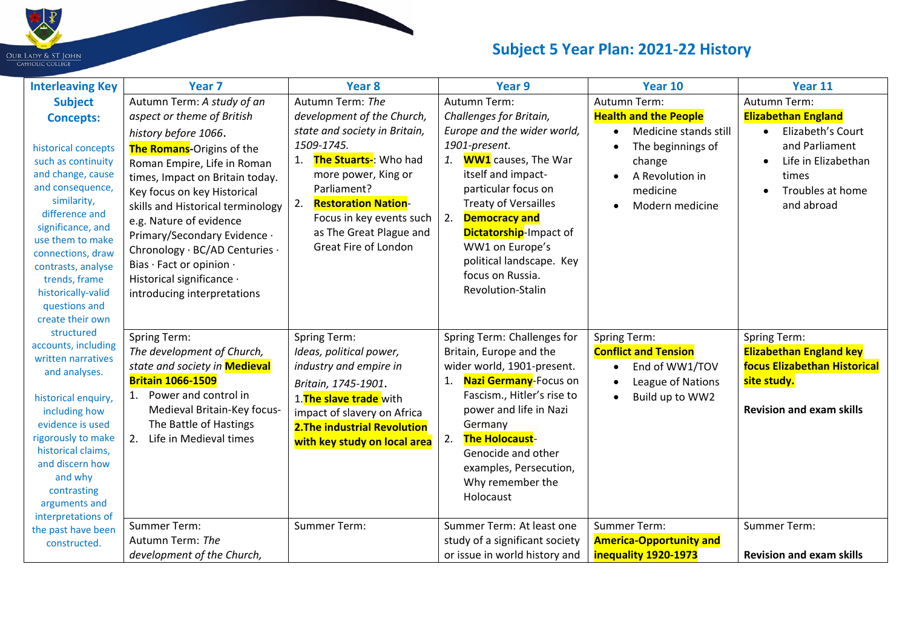# Subject 5 Year Plan: 2021-22 History

| Interleaving Key Subject Concepts: | Year 7 | Year 8 | Year 9 | Year 10 | Year 11 |
|---|---|---|---|---|---|
| historical concepts such as continuity and change, cause and consequence, similarity, difference and significance, and use them to make connections, draw contrasts, analyse trends, frame historically-valid questions and create their own structured accounts, including written narratives and analyses.<br><br>historical enquiry, including how evidence is used rigorously to make historical claims, and discern how and why contrasting arguments and interpretations of the past have been constructed. | Autumn Term: *A study of an aspect or theme of British history before 1066*.<br>**The Romans-**Origins of the Roman Empire, Life in Roman times, Impact on Britain today. Key focus on key Historical skills and Historical terminology e.g. Nature of evidence Primary/Secondary Evidence · Chronology · BC/AD Centuries · Bias · Fact or opinion · Historical significance · introducing interpretations | Autumn Term: *The development of the Church, state and society in Britain, 1509-1745.*<br>1. **The Stuarts-**: Who had more power, King or Parliament?<br>2. **Restoration Nation**-Focus in key events such as The Great Plague and Great Fire of London | Autumn Term: *Challenges for Britain, Europe and the wider world, 1901-present.*<br>*1.* **WW1** causes, The War itself and impact-particular focus on Treaty of Versailles<br>2. **Democracy and Dictatorship**-Impact of WW1 on Europe's political landscape. Key focus on Russia. Revolution-Stalin | Autumn Term:<br>**Health and the People**<br>• Medicine stands still<br>• The beginnings of change<br>• A Revolution in medicine<br>• Modern medicine | Autumn Term:<br>**Elizabethan England**<br>• Elizabeth's Court and Parliament<br>• Life in Elizabethan times<br>• Troubles at home and abroad |
| | Spring Term:<br>*The development of Church, state and society in* **Medieval Britain 1066-1509**<br>1. Power and control in Medieval Britain-Key focus-The Battle of Hastings<br>2. Life in Medieval times | Spring Term:<br>*Ideas, political power, industry and empire in Britain, 1745-1901*.<br>1.**The slave trade** with impact of slavery on Africa<br>**2.The industrial Revolution with key study on local area** | Spring Term: Challenges for Britain, Europe and the wider world, 1901-present.<br>1. **Nazi Germany**-Focus on Fascism., Hitler's rise to power and life in Nazi Germany<br>2. **The Holocaust**-Genocide and other examples, Persecution, Why remember the Holocaust | Spring Term:<br>**Conflict and Tension**<br>• End of WW1/TOV<br>• League of Nations<br>• Build up to WW2 | Spring Term:<br>**Elizabethan England key focus Elizabethan Historical site study.**<br><br>**Revision and exam skills** |
| | Summer Term:<br>Autumn Term: *The development of the Church,* | Summer Term: | Summer Term: At least one study of a significant society or issue in world history and | Summer Term:<br>**America-Opportunity and inequality 1920-1973** | Summer Term:<br><br>**Revision and exam skills** |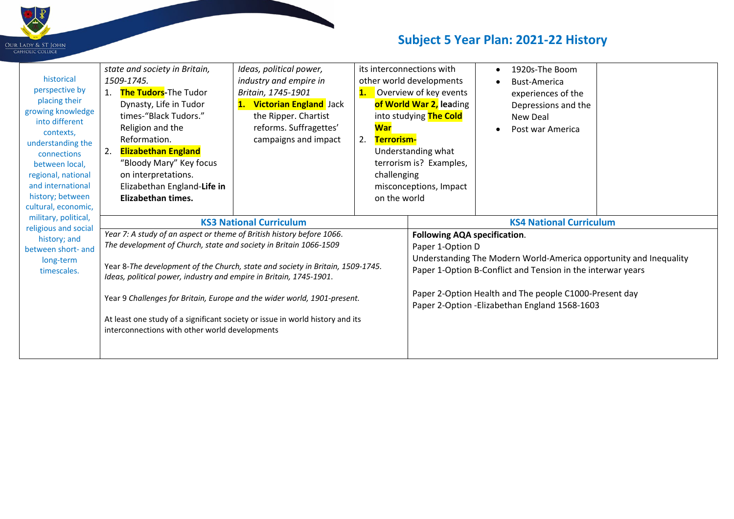# Subject 5 Year Plan: 2021-22 History

| | | | | | |
|---|---|---|---|---|---|
| historical perspective by placing their growing knowledge into different contexts, understanding the connections between local, regional, national and international history; between cultural, economic, military, political, religious and social history; and between short- and long-term timescales. | *state and society in Britain, 1509-1745.*<br>1. **The Tudors**-The Tudor Dynasty, Life in Tudor times-"Black Tudors." Religion and the Reformation.<br>2. **Elizabethan England** "Bloody Mary" Key focus on interpretations. Elizabethan England-**Life in Elizabethan times.** | *Ideas, political power, industry and empire in Britain, 1745-1901*<br>1. **Victorian England** Jack the Ripper. Chartist reforms. Suffragettes' campaigns and impact | its interconnections with other world developments<br>1. Overview of key events **of World War 2, lea**ding into studying **The Cold War**<br>2. **Terrorism-** Understanding what terrorism is? Examples, challenging misconceptions, Impact on the world | • 1920s-The Boom<br>• Bust-America experiences of the Depressions and the New Deal<br>• Post war America | |
| | **KS3 National Curriculum** | | | **KS4 National Curriculum** | |
| | *Year 7: A study of an aspect or theme of British history before 1066. The development of Church, state and society in Britain 1066-1509*<br><br>Year 8-*The development of the Church, state and society in Britain, 1509-1745. Ideas, political power, industry and empire in Britain, 1745-1901.*<br><br>Year 9 *Challenges for Britain, Europe and the wider world, 1901-present.*<br><br>At least one study of a significant society or issue in world history and its interconnections with other world developments | | | **Following AQA specification.**<br>Paper 1-Option D<br>Understanding The Modern World-America opportunity and Inequality<br>Paper 1-Option B-Conflict and Tension in the interwar years<br><br>Paper 2-Option Health and The people C1000-Present day<br>Paper 2-Option -Elizabethan England 1568-1603 | |